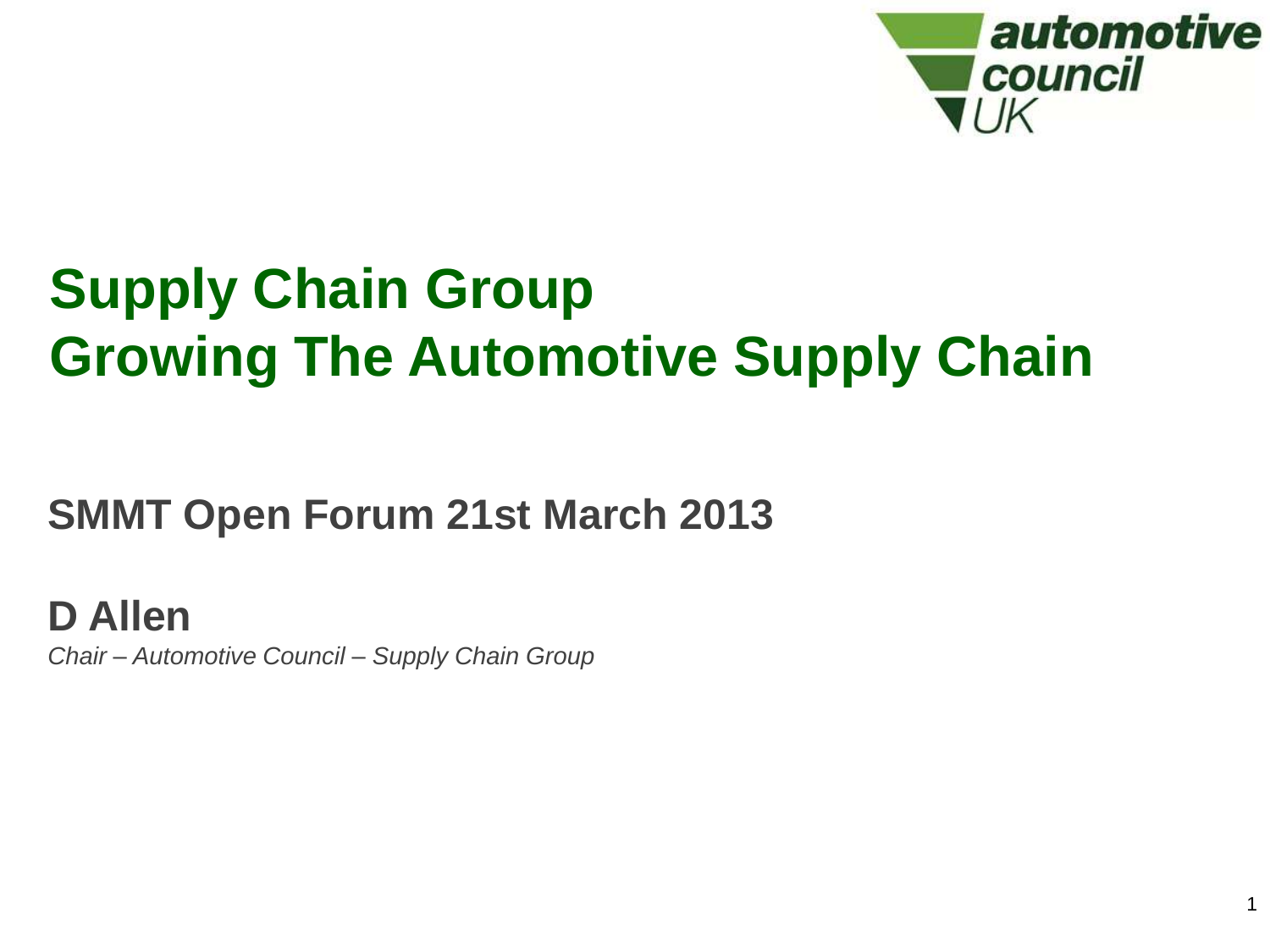automotive council UK

# Supply Chain Group
# Growing The Automotive Supply Chain

## SMMT Open Forum 21st March 2013

**D Allen**

*Chair – Automotive Council – Supply Chain Group*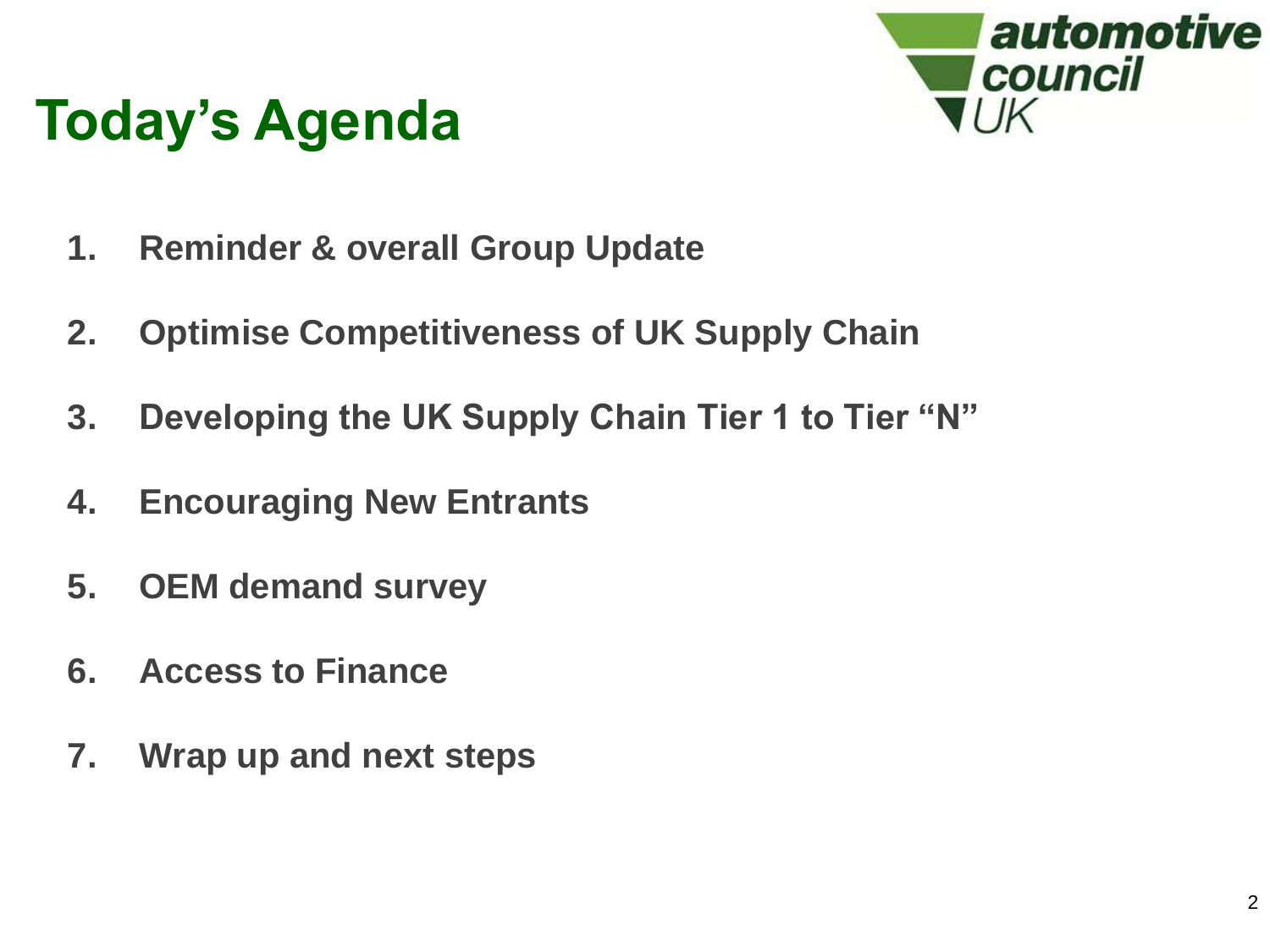# Today's Agenda

1. **Reminder & overall Group Update**
2. **Optimise Competitiveness of UK Supply Chain**
3. **Developing the UK Supply Chain Tier 1 to Tier "N"**
4. **Encouraging New Entrants**
5. **OEM demand survey**
6. **Access to Finance**
7. **Wrap up and next steps**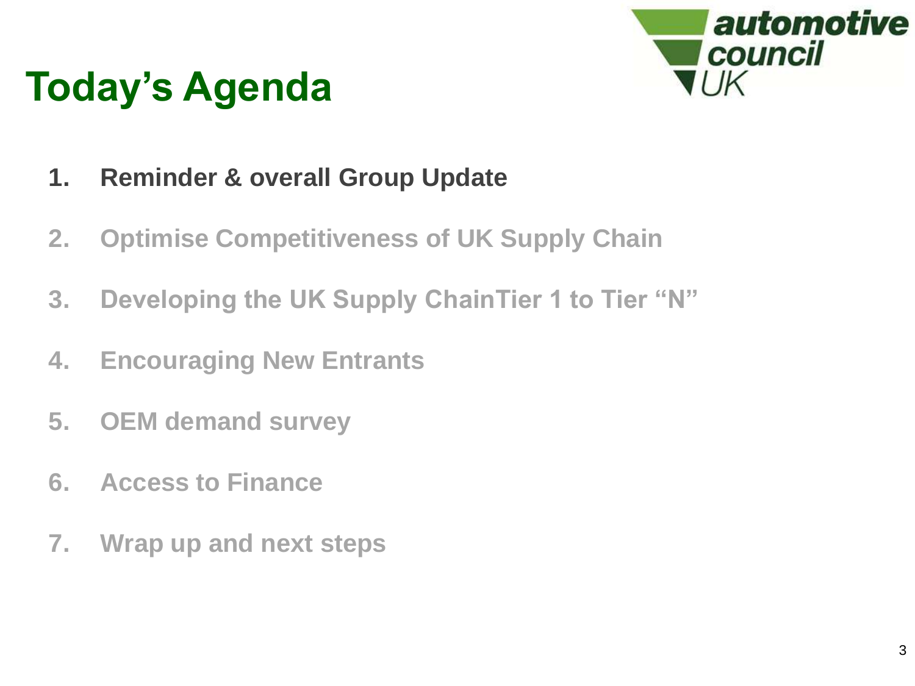# Today's Agenda

1. **Reminder & overall Group Update**
2. Optimise Competitiveness of UK Supply Chain
3. Developing the UK Supply ChainTier 1 to Tier "N"
4. Encouraging New Entrants
5. OEM demand survey
6. Access to Finance
7. Wrap up and next steps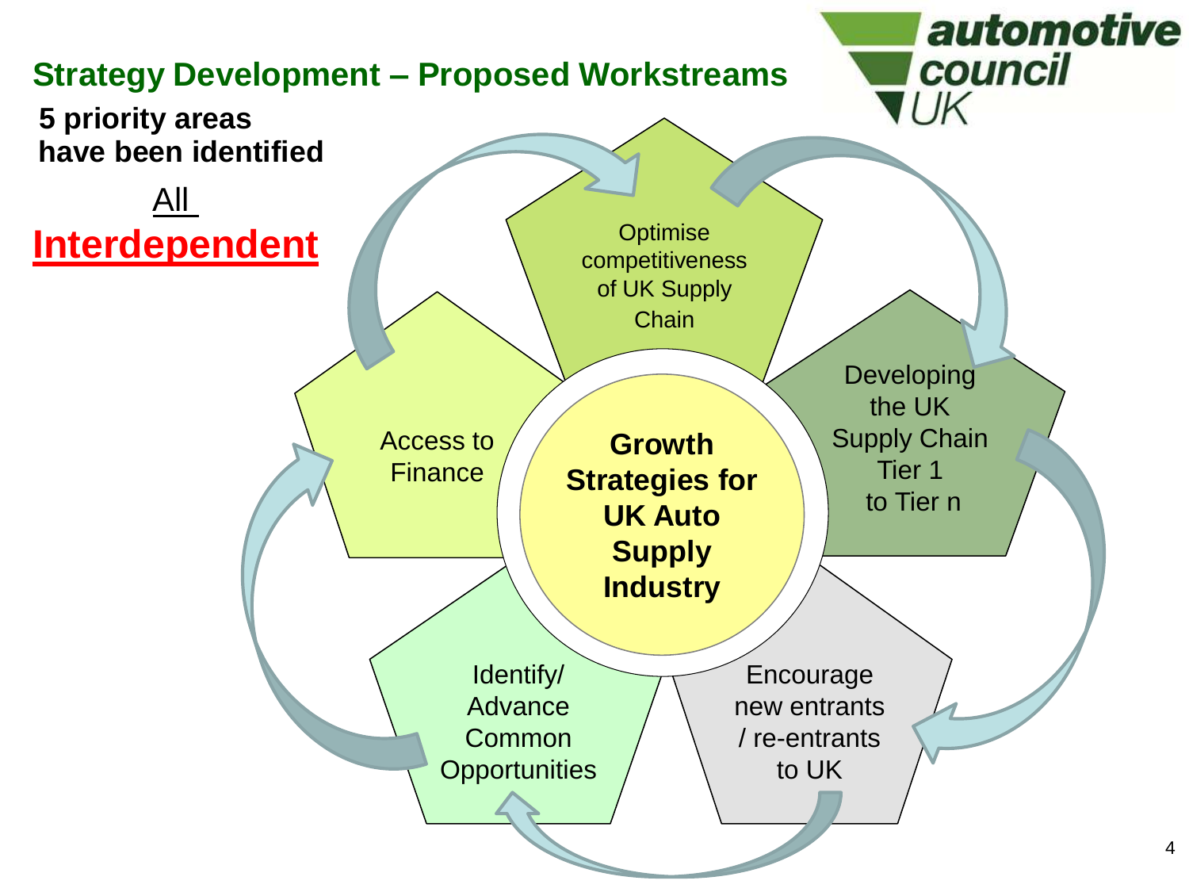## Strategy Development – Proposed Workstreams

**5 priority areas have been identified**

All
**Interdependent**

**Growth Strategies for UK Auto Supply Industry**

- Optimise competitiveness of UK Supply Chain
- Developing the UK Supply Chain Tier 1 to Tier n
- Encourage new entrants / re-entrants to UK
- Identify/ Advance Common Opportunities
- Access to Finance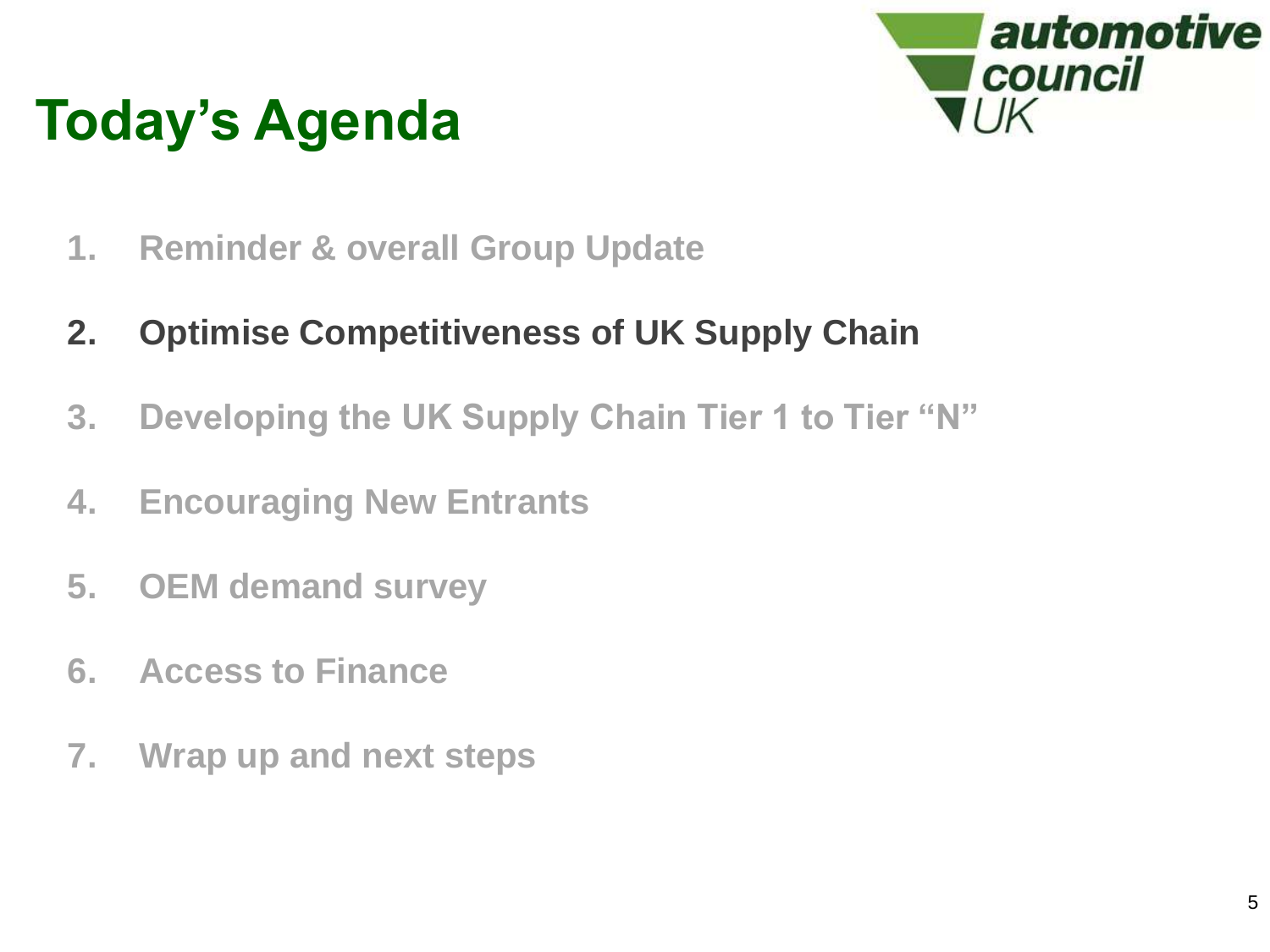# Today's Agenda

automotive council UK

1. Reminder & overall Group Update
2. **Optimise Competitiveness of UK Supply Chain**
3. Developing the UK Supply Chain Tier 1 to Tier "N"
4. Encouraging New Entrants
5. OEM demand survey
6. Access to Finance
7. Wrap up and next steps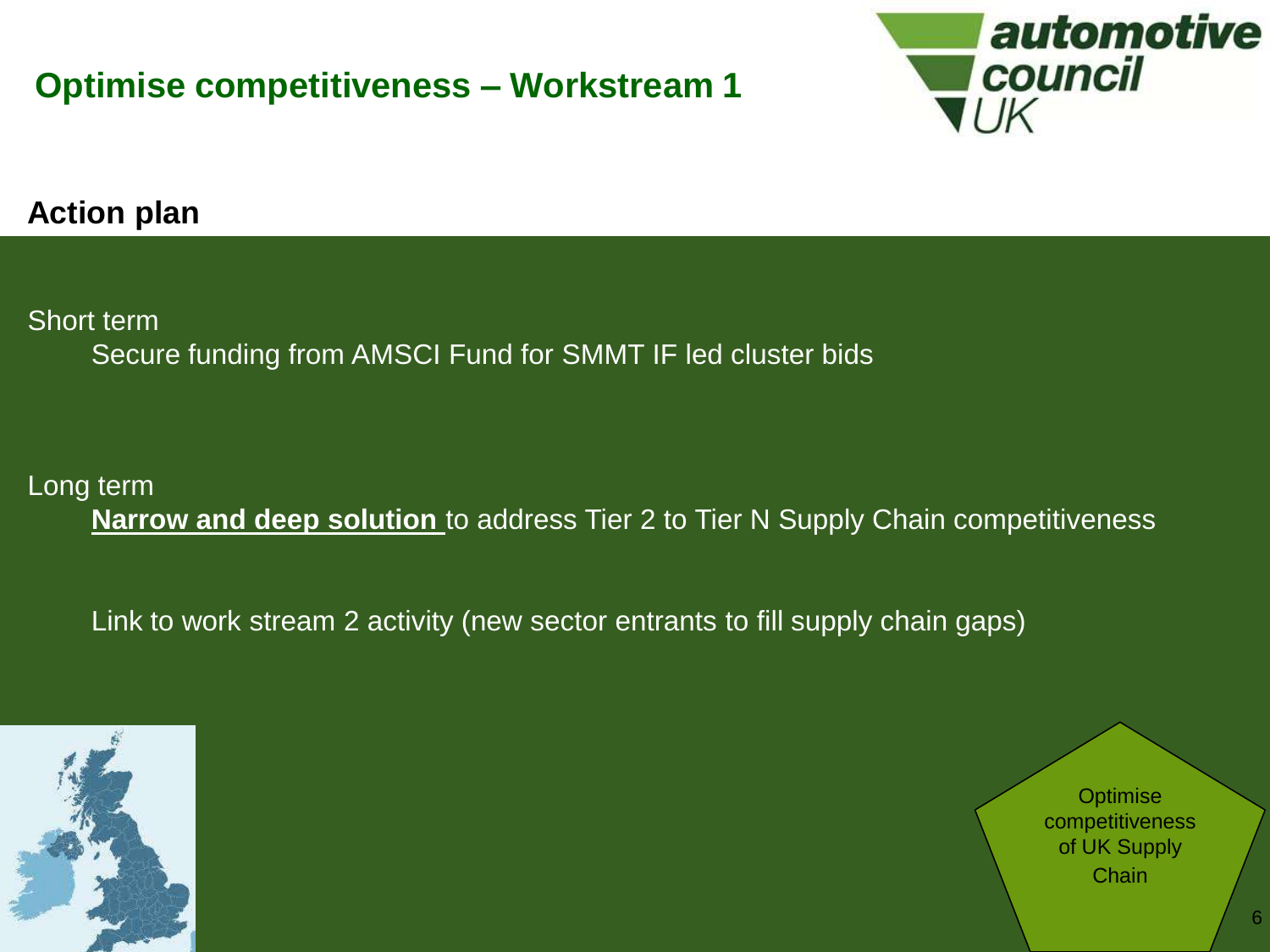# Optimise competitiveness – Workstream 1

## Action plan

Short term

- Secure funding from AMSCI Fund for SMMT IF led cluster bids

Long term

- **Narrow and deep solution** to address Tier 2 to Tier N Supply Chain competitiveness

- Link to work stream 2 activity (new sector entrants to fill supply chain gaps)

Optimise competitiveness of UK Supply Chain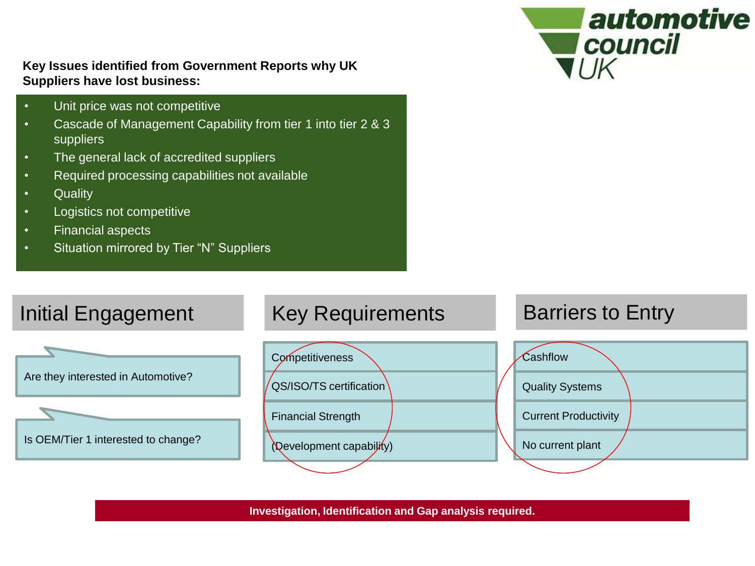**Key Issues identified from Government Reports why UK Suppliers have lost business:**

- Unit price was not competitive
- Cascade of Management Capability from tier 1 into tier 2 & 3 suppliers
- The general lack of accredited suppliers
- Required processing capabilities not available
- Quality
- Logistics not competitive
- Financial aspects
- Situation mirrored by Tier “N” Suppliers

## Initial Engagement

- Are they interested in Automotive?
- Is OEM/Tier 1 interested to change?

## Key Requirements

- Competitiveness
- QS/ISO/TS certification
- Financial Strength
- (Development capability)

## Barriers to Entry

- Cashflow
- Quality Systems
- Current Productivity
- No current plant

**Investigation, Identification and Gap analysis required.**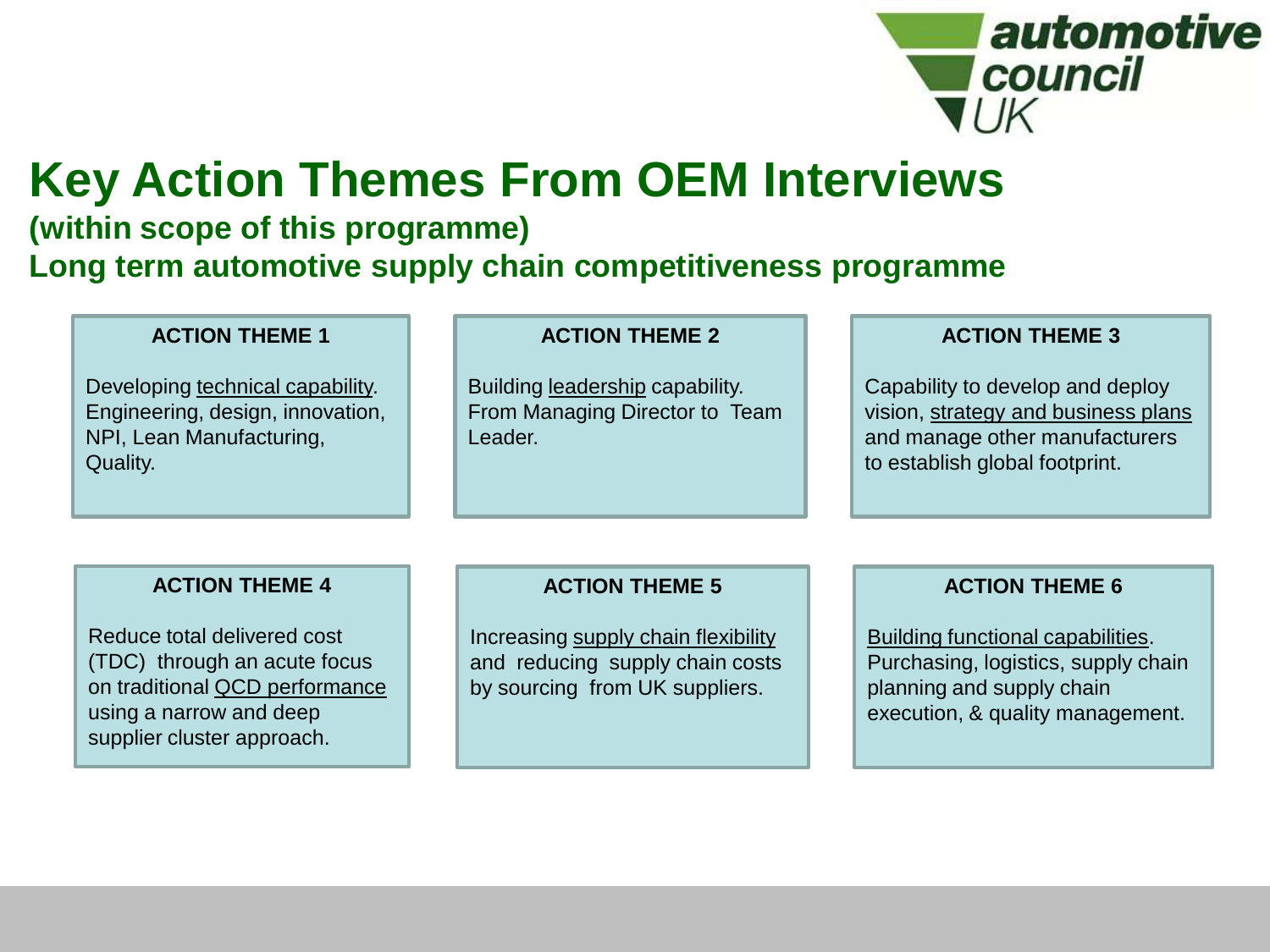# Key Action Themes From OEM Interviews

**(within scope of this programme)**

**Long term automotive supply chain competitiveness programme**

### ACTION THEME 1

Developing technical capability. Engineering, design, innovation, NPI, Lean Manufacturing, Quality.

### ACTION THEME 2

Building leadership capability. From Managing Director to Team Leader.

### ACTION THEME 3

Capability to develop and deploy vision, strategy and business plans and manage other manufacturers to establish global footprint.

### ACTION THEME 4

Reduce total delivered cost (TDC) through an acute focus on traditional QCD performance using a narrow and deep supplier cluster approach.

### ACTION THEME 5

Increasing supply chain flexibility and reducing supply chain costs by sourcing from UK suppliers.

### ACTION THEME 6

Building functional capabilities. Purchasing, logistics, supply chain planning and supply chain execution, & quality management.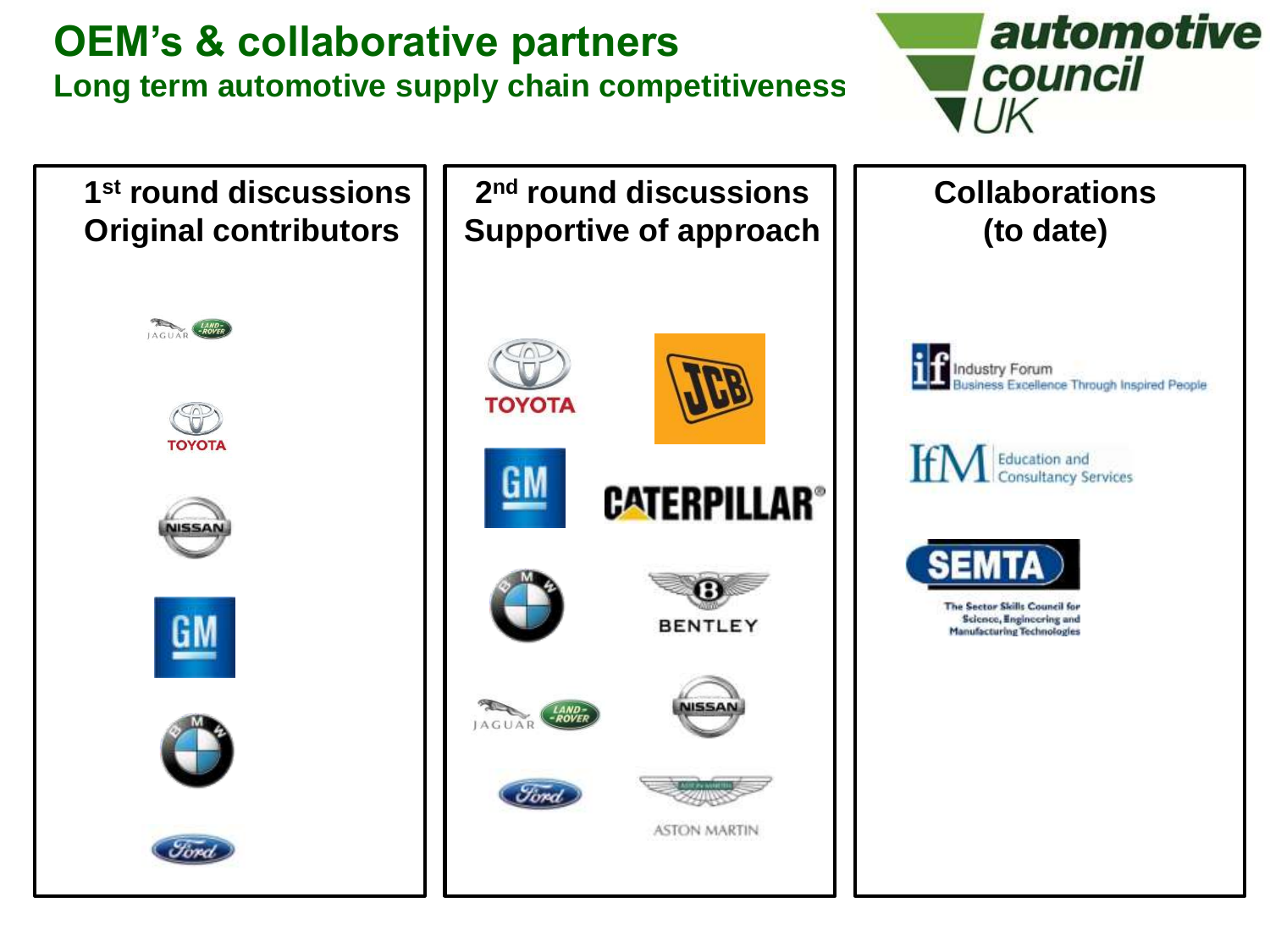# OEM's & collaborative partners

## Long term automotive supply chain competitiveness

automotive council UK

| 1st round discussions Original contributors | 2nd round discussions Supportive of approach | Collaborations (to date) |
|---|---|---|
| Jaguar Land Rover | Toyota | Industry Forum – Business Excellence Through Inspired People |
| Toyota | JCB | IfM – Education and Consultancy Services |
| Nissan | GM | SEMTA – The Sector Skills Council for Science, Engineering and Manufacturing Technologies |
| GM | Caterpillar | |
| BMW | BMW | |
| Ford | Bentley | |
| | Jaguar Land Rover | |
| | Nissan | |
| | Ford | |
| | Aston Martin | |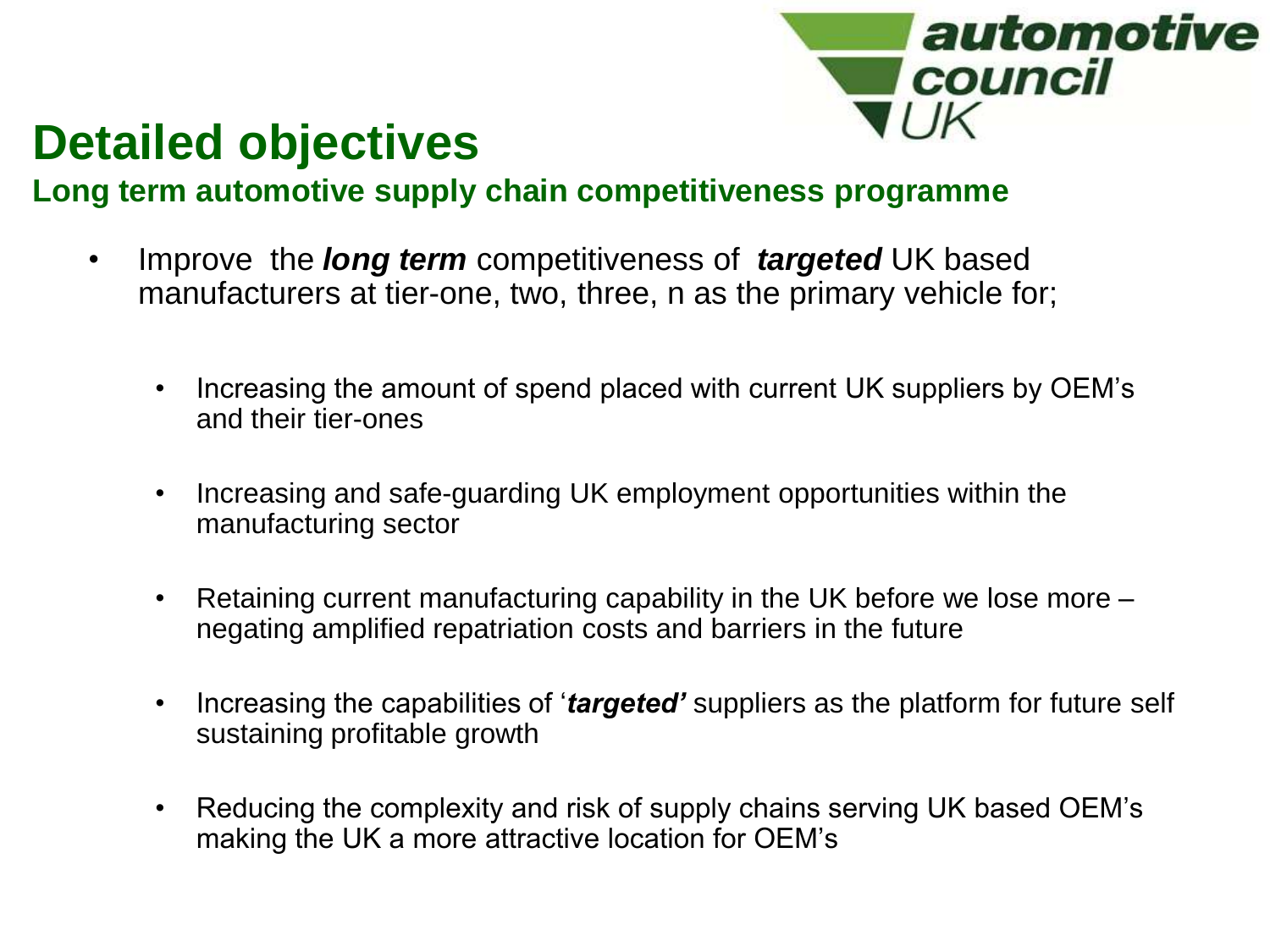# Detailed objectives

## Long term automotive supply chain competitiveness programme

- Improve the ***long term*** competitiveness of ***targeted*** UK based manufacturers at tier-one, two, three, n as the primary vehicle for;
  - Increasing the amount of spend placed with current UK suppliers by OEM's and their tier-ones
  - Increasing and safe-guarding UK employment opportunities within the manufacturing sector
  - Retaining current manufacturing capability in the UK before we lose more – negating amplified repatriation costs and barriers in the future
  - Increasing the capabilities of '***targeted'*** suppliers as the platform for future self sustaining profitable growth
  - Reducing the complexity and risk of supply chains serving UK based OEM's making the UK a more attractive location for OEM's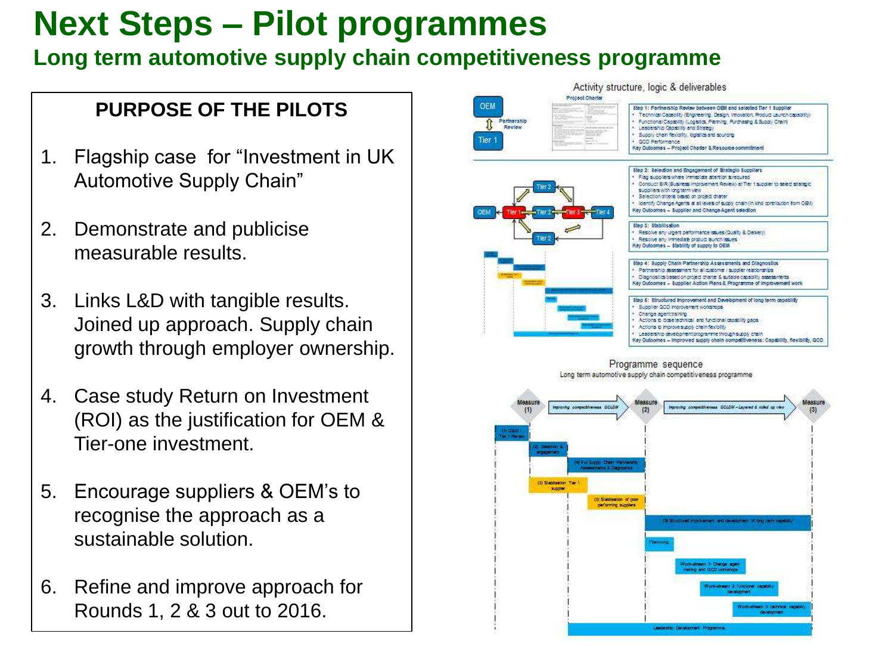# Next Steps – Pilot programmes

## Long term automotive supply chain competitiveness programme

### PURPOSE OF THE PILOTS

1. Flagship case for "Investment in UK Automotive Supply Chain"
2. Demonstrate and publicise measurable results.
3. Links L&D with tangible results. Joined up approach. Supply chain growth through employer ownership.
4. Case study Return on Investment (ROI) as the justification for OEM & Tier-one investment.
5. Encourage suppliers & OEM's to recognise the approach as a sustainable solution.
6. Refine and improve approach for Rounds 1, 2 & 3 out to 2016.

Activity structure, logic & deliverables

**Step 1: Partnership Review between OEM and selected Tier 1 Supplier**
- Technical Capability (Engineering, Design, Innovation, Product Launch capability)
- Functional Capability (Logistics, Planning, Purchasing & Supply Chain)
- Leadership Capability and Strategy
- Supply chain flexibility, logistics and sourcing
- QCD Performance

Key Outcomes – Project Charter & Resource commitment

**Step 2: Selection and Engagement of Strategic Suppliers**
- Flag suppliers where immediate attention is required
- Conduct BIR (Business Improvement Review) at Tier 1 supplier to select strategic suppliers with long term view
- Selection criteria based on project charter
- Identify Change Agents at all levels of supply chain (in kind contribution from OEM)

Key Outcomes – Supplier and Change Agent selection

**Step 3: Stabilisation**
- Resolve any urgent performance issues (Quality & Delivery)
- Resolve any immediate product launch issues

Key Outcomes – Stability of supply to OEM

**Step 4: Supply Chain Partnership Assessments and Diagnostics**
- Partnership assessment for all customer / supplier relationships
- Diagnostics based on project charter & suitable capability assessments

Key Outcomes – Supplier Action Plans & Programme of Improvement work

**Step 5: Structured Improvement and Development of long term capability**
- Supplier QCD improvement workshops
- Change agent training
- Actions to close technical and functional capability gaps
- Actions to improve supply chain flexibility
- Leadership development programme through supply chain

Key Outcomes – Improved supply chain competitiveness: Capability, flexibility, QCD

Programme sequence

Long term automotive supply chain competitiveness programme

Measure (1) → Improving competitiveness QCDLM → Measure (2) → Improving competitiveness QCDLM – Layered & rolled up view → Measure (3)

- (1) OEM / Tier 1 Review
- (2) Selection & engagement
- (4) Full Supply Chain Partnership Assessments & Diagnostics
- (3) Stabilisation Tier 1 supplier
- (3) Stabilisation of poor performing suppliers
- (5) Structured improvement and development of long term capability
- Planning
- Work-stream 1: Change agent training and QCD workshops
- Work-stream 2: functional capability development
- Work-stream 3: technical capability development
- Leadership Development Programme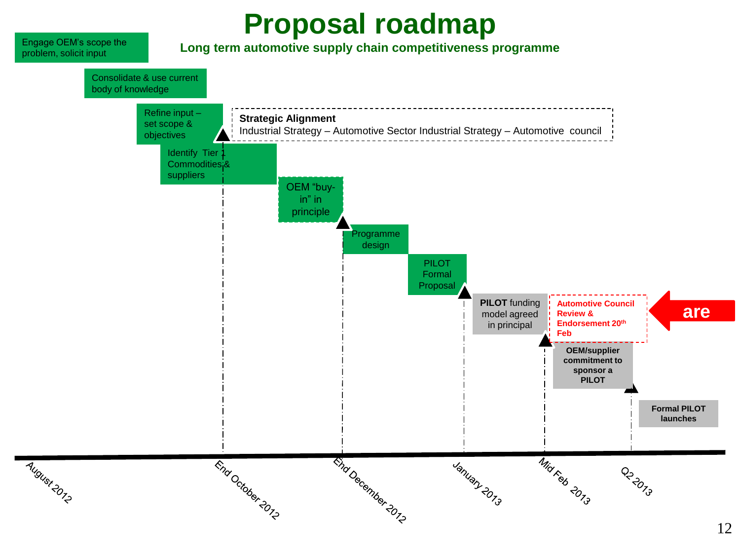# Proposal roadmap

**Long term automotive supply chain competitiveness programme**

Engage OEM's scope the problem, solicit input

Consolidate & use current body of knowledge

Refine input – set scope & objectives

**Strategic Alignment**
Industrial Strategy – Automotive Sector Industrial Strategy – Automotive council

Identify Tier 1 Commodities & suppliers

OEM "buy-in" in principle

Programme design

PILOT Formal Proposal

**PILOT** funding model agreed in principal

**Automotive Council Review & Endorsement 20th Feb**

**are**

**OEM/supplier commitment to sponsor a PILOT**

**Formal PILOT launches**

August 2012 | End October 2012 | End December 2012 | January 2013 | Mid Feb 2013 | Q2 2013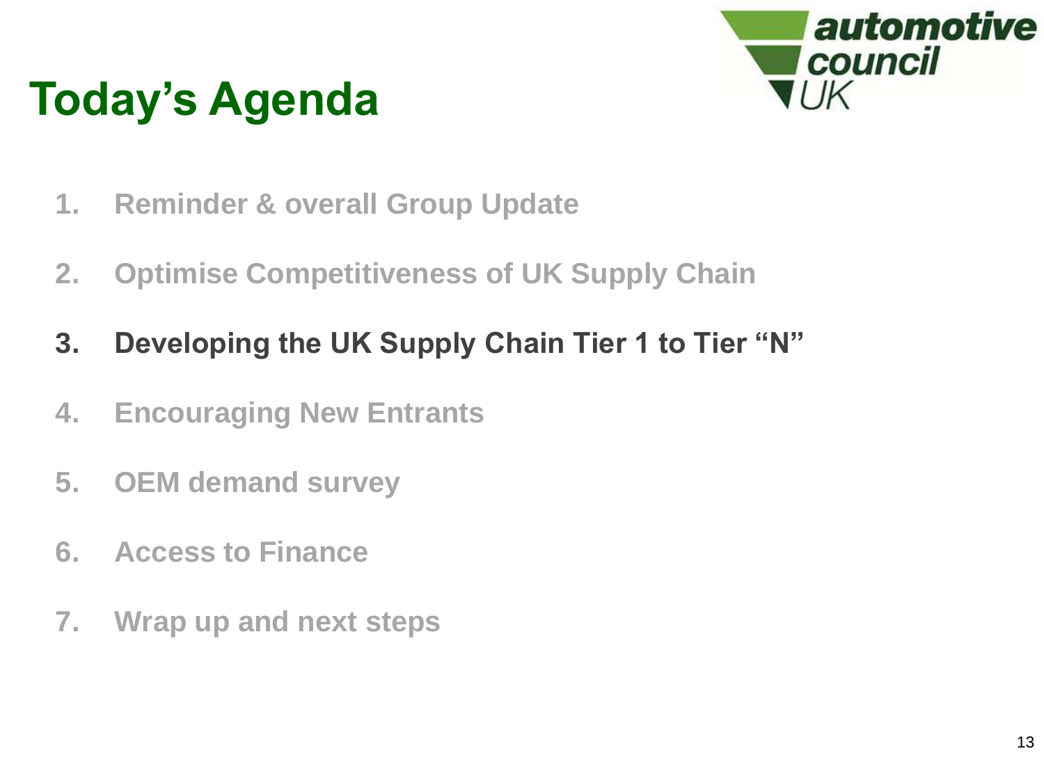# Today's Agenda

1. Reminder & overall Group Update
2. Optimise Competitiveness of UK Supply Chain
3. **Developing the UK Supply Chain Tier 1 to Tier "N"**
4. Encouraging New Entrants
5. OEM demand survey
6. Access to Finance
7. Wrap up and next steps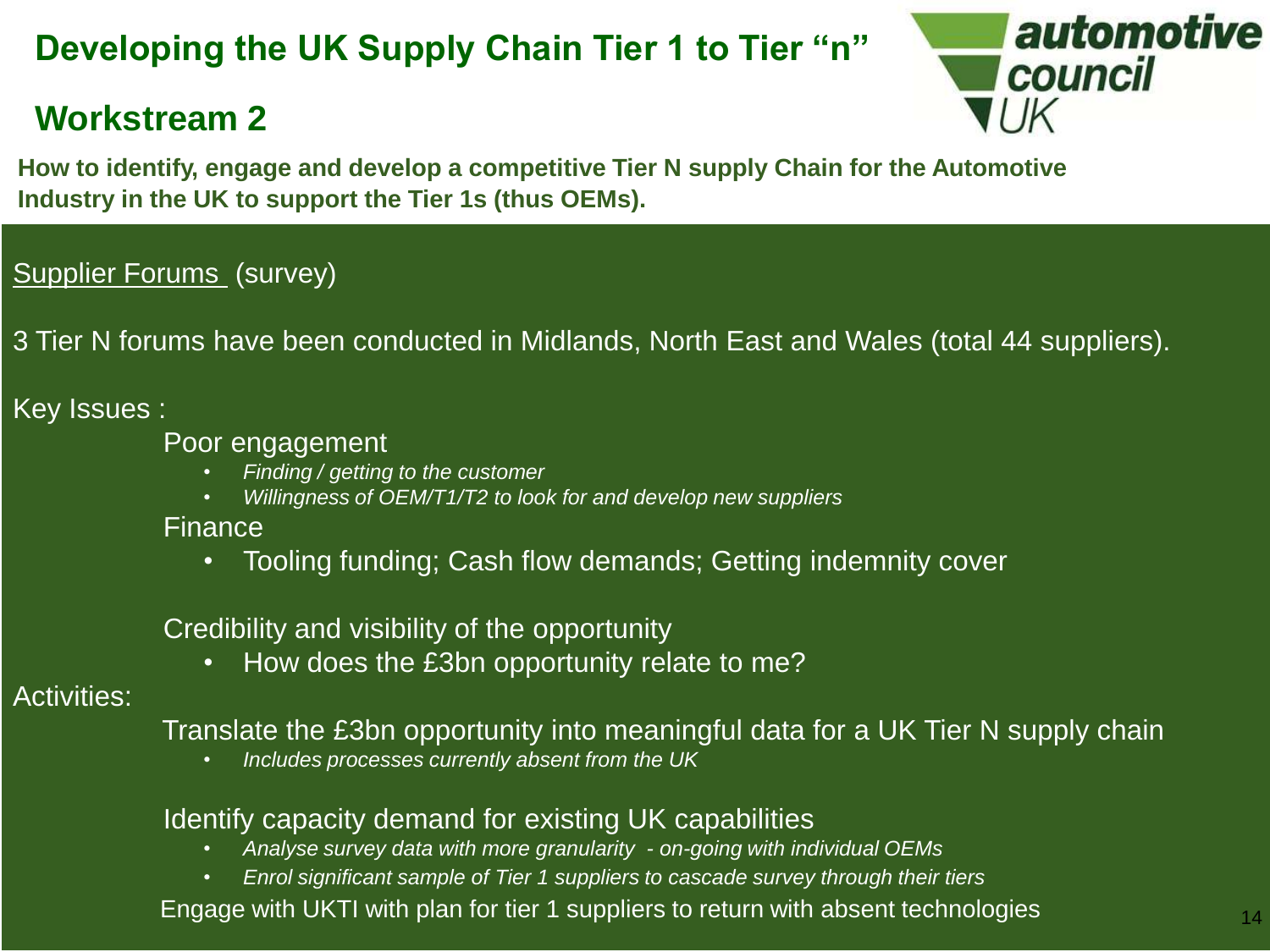# Developing the UK Supply Chain Tier 1 to Tier "n"

## Workstream 2

**How to identify, engage and develop a competitive Tier N supply Chain for the Automotive Industry in the UK to support the Tier 1s (thus OEMs).**

<u>Supplier Forums</u> (survey)

3 Tier N forums have been conducted in Midlands, North East and Wales (total 44 suppliers).

Key Issues :

Poor engagement

- *Finding / getting to the customer*
- *Willingness of OEM/T1/T2 to look for and develop new suppliers*

Finance

- Tooling funding; Cash flow demands; Getting indemnity cover

Credibility and visibility of the opportunity

- How does the £3bn opportunity relate to me?

Activities:

Translate the £3bn opportunity into meaningful data for a UK Tier N supply chain

- *Includes processes currently absent from the UK*

Identify capacity demand for existing UK capabilities

- *Analyse survey data with more granularity - on-going with individual OEMs*
- *Enrol significant sample of Tier 1 suppliers to cascade survey through their tiers*

Engage with UKTI with plan for tier 1 suppliers to return with absent technologies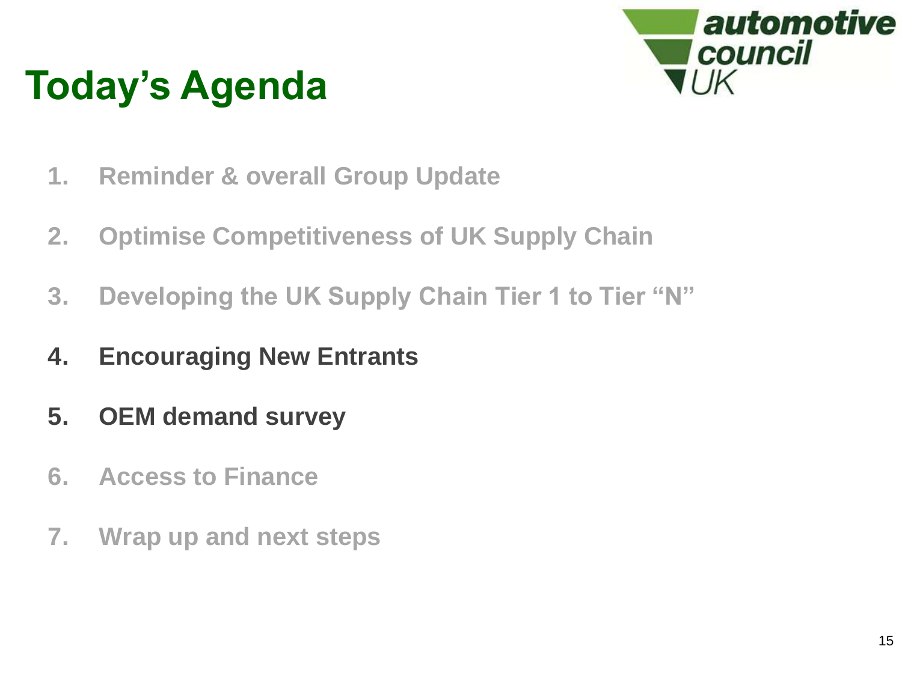# Today's Agenda

1. Reminder & overall Group Update
2. Optimise Competitiveness of UK Supply Chain
3. Developing the UK Supply Chain Tier 1 to Tier "N"
4. **Encouraging New Entrants**
5. **OEM demand survey**
6. Access to Finance
7. Wrap up and next steps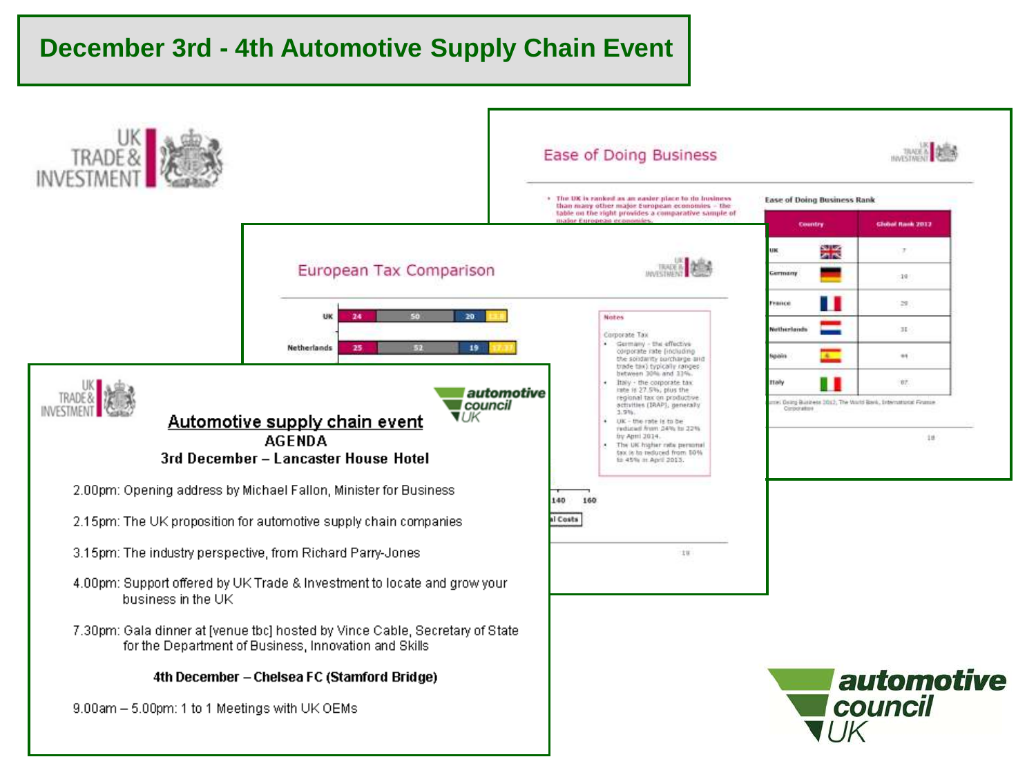# December 3rd - 4th Automotive Supply Chain Event

UK TRADE & INVESTMENT

## Ease of Doing Business

- The UK is ranked as an easier place to do business than many other major European economies – the table on the right provides a comparative sample of major European economies.

Ease of Doing Business Rank

| Country | Global Rank 2012 |
|---|---|
| UK | 7 |
| Germany | 19 |
| France | 29 |
| Netherlands | 31 |
| Spain | 44 |
| Italy | 87 |

Source: Doing Business 2012, The World Bank, International Finance Corporation

## European Tax Comparison

| | | | | |
|---|---|---|---|---|
| UK | 24 | 50 | 20 | 13.8 |
| Netherlands | 25 | 52 | 19 | 17.37 |

Notes

Corporate Tax

- Germany – the effective corporate rate (including the solidarity surcharge and trade tax) typically ranges between 30% and 33%.
- Italy – the corporate tax rate is 27.5%, plus the regional tax on productive activities (IRAP), generally 3.9%.
- UK – the rate is to be reduced from 24% to 22% by April 2014.
- The UK higher rate personal tax is to reduced from 50% to 45% in April 2013.

## Automotive supply chain event

**AGENDA**

**3rd December – Lancaster House Hotel**

2.00pm: Opening address by Michael Fallon, Minister for Business

2.15pm: The UK proposition for automotive supply chain companies

3.15pm: The industry perspective, from Richard Parry-Jones

4.00pm: Support offered by UK Trade & Investment to locate and grow your business in the UK

7.30pm: Gala dinner at [venue tbc] hosted by Vince Cable, Secretary of State for the Department of Business, Innovation and Skills

**4th December – Chelsea FC (Stamford Bridge)**

9.00am – 5.00pm: 1 to 1 Meetings with UK OEMs

automotive council UK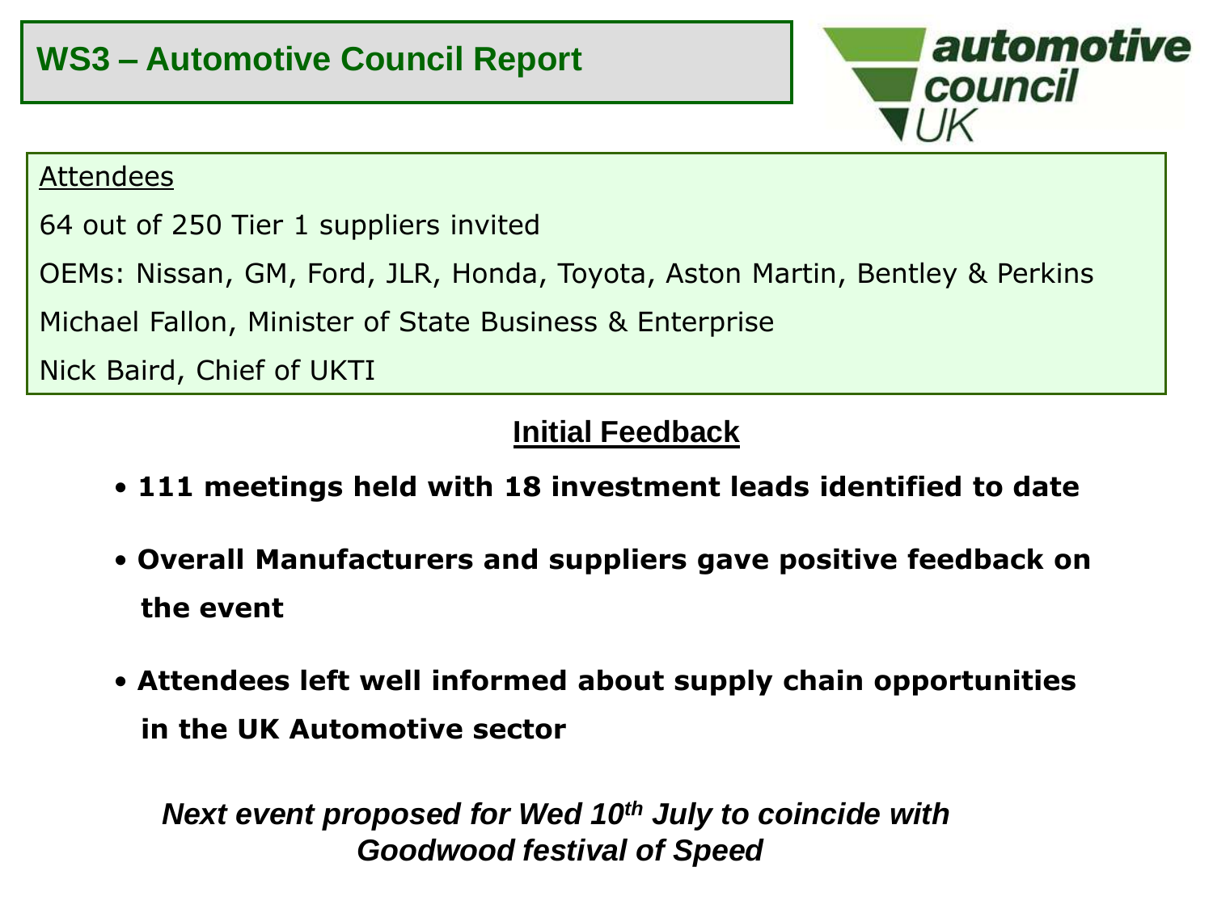# WS3 – Automotive Council Report

automotive council UK

<u>Attendees</u>

64 out of 250 Tier 1 suppliers invited

OEMs: Nissan, GM, Ford, JLR, Honda, Toyota, Aston Martin, Bentley & Perkins

Michael Fallon, Minister of State Business & Enterprise

Nick Baird, Chief of UKTI

## Initial Feedback

- **111 meetings held with 18 investment leads identified to date**
- **Overall Manufacturers and suppliers gave positive feedback on the event**
- **Attendees left well informed about supply chain opportunities in the UK Automotive sector**

***Next event proposed for Wed 10th July to coincide with Goodwood festival of Speed***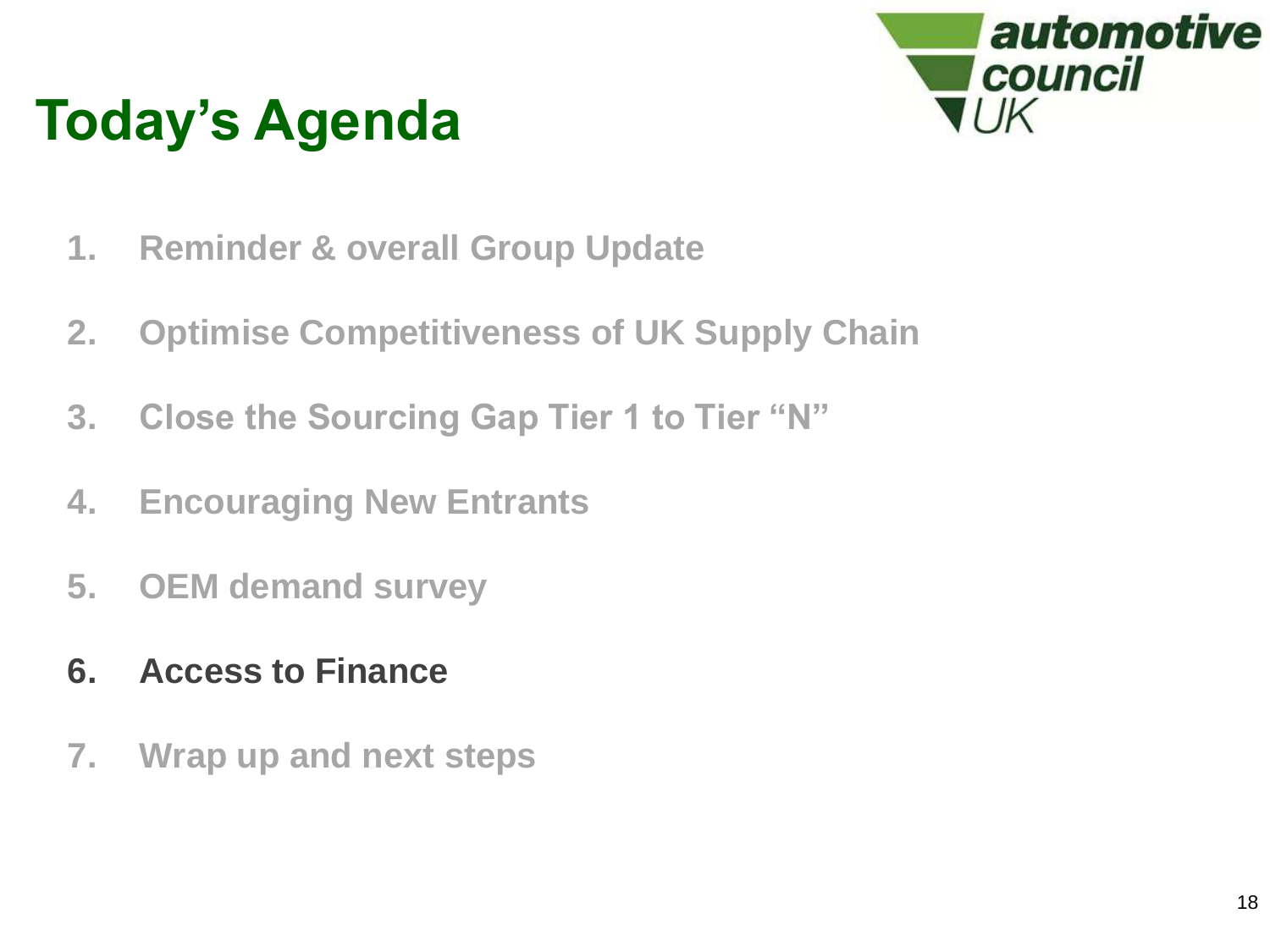# Today's Agenda

1. Reminder & overall Group Update
2. Optimise Competitiveness of UK Supply Chain
3. Close the Sourcing Gap Tier 1 to Tier "N"
4. Encouraging New Entrants
5. OEM demand survey
6. **Access to Finance**
7. Wrap up and next steps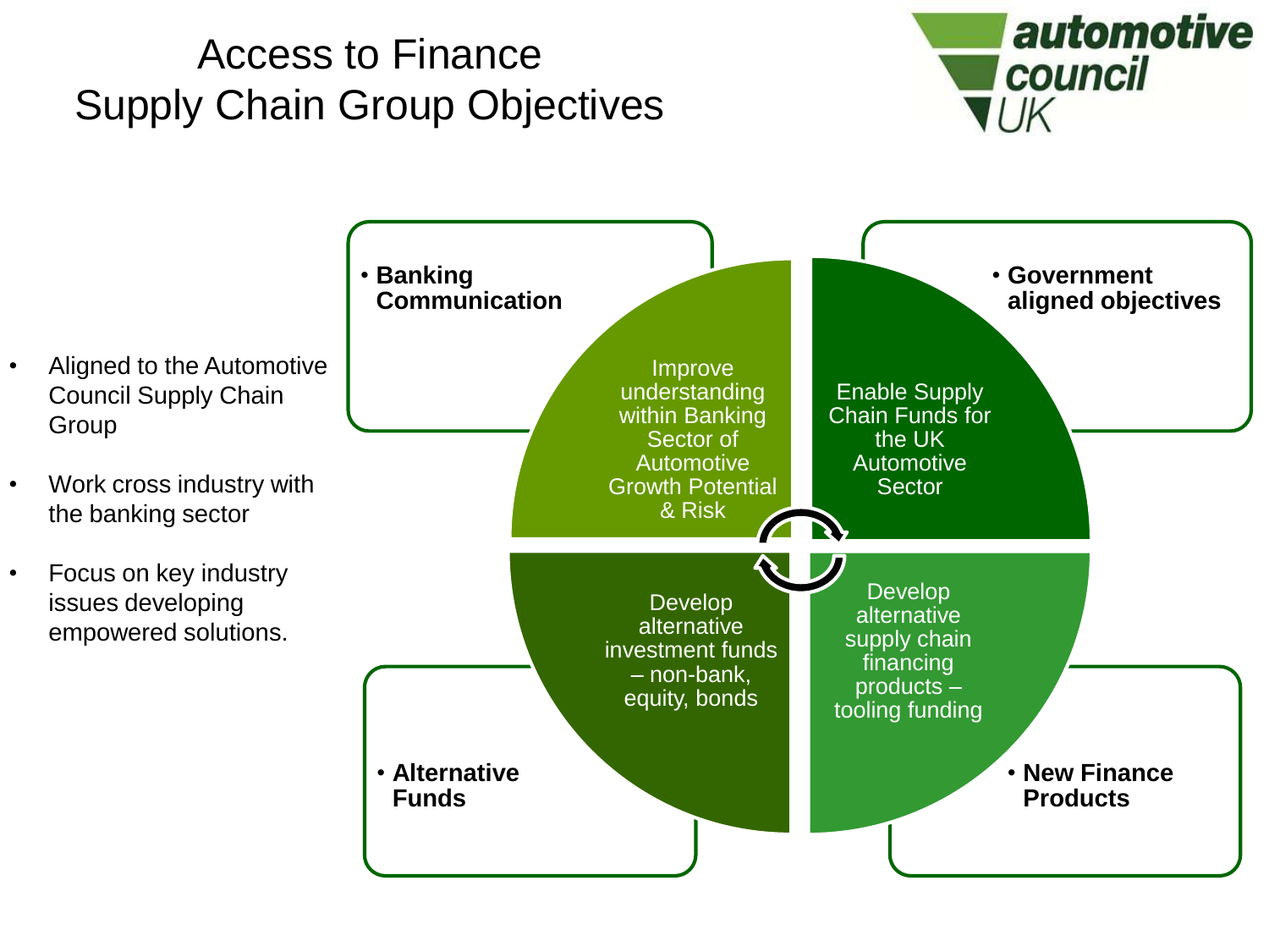# Access to Finance
# Supply Chain Group Objectives

automotive council UK

- Aligned to the Automotive Council Supply Chain Group
- Work cross industry with the banking sector
- Focus on key industry issues developing empowered solutions.

- **Banking Communication**

Improve understanding within Banking Sector of Automotive Growth Potential & Risk

- **Government aligned objectives**

Enable Supply Chain Funds for the UK Automotive Sector

- **Alternative Funds**

Develop alternative investment funds – non-bank, equity, bonds

- **New Finance Products**

Develop alternative supply chain financing products – tooling funding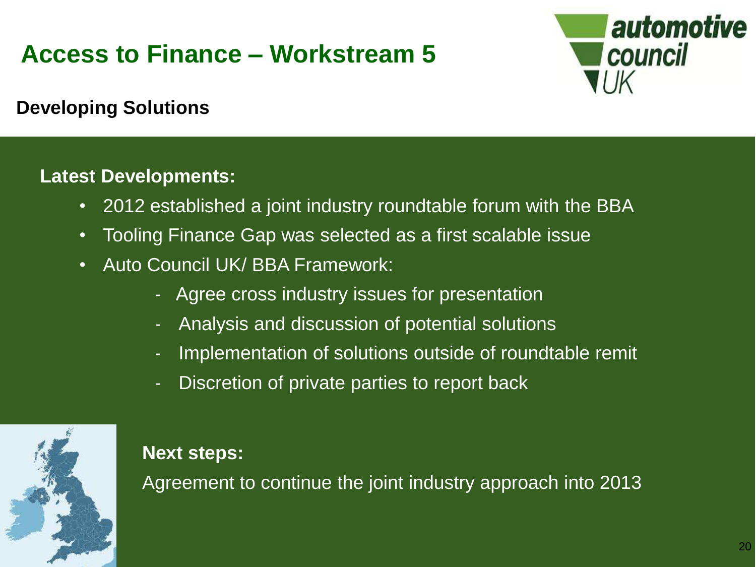# Access to Finance – Workstream 5

## Developing Solutions

**Latest Developments:**

- 2012 established a joint industry roundtable forum with the BBA
- Tooling Finance Gap was selected as a first scalable issue
- Auto Council UK/ BBA Framework:
  - Agree cross industry issues for presentation
  - Analysis and discussion of potential solutions
  - Implementation of solutions outside of roundtable remit
  - Discretion of private parties to report back

**Next steps:**

Agreement to continue the joint industry approach into 2013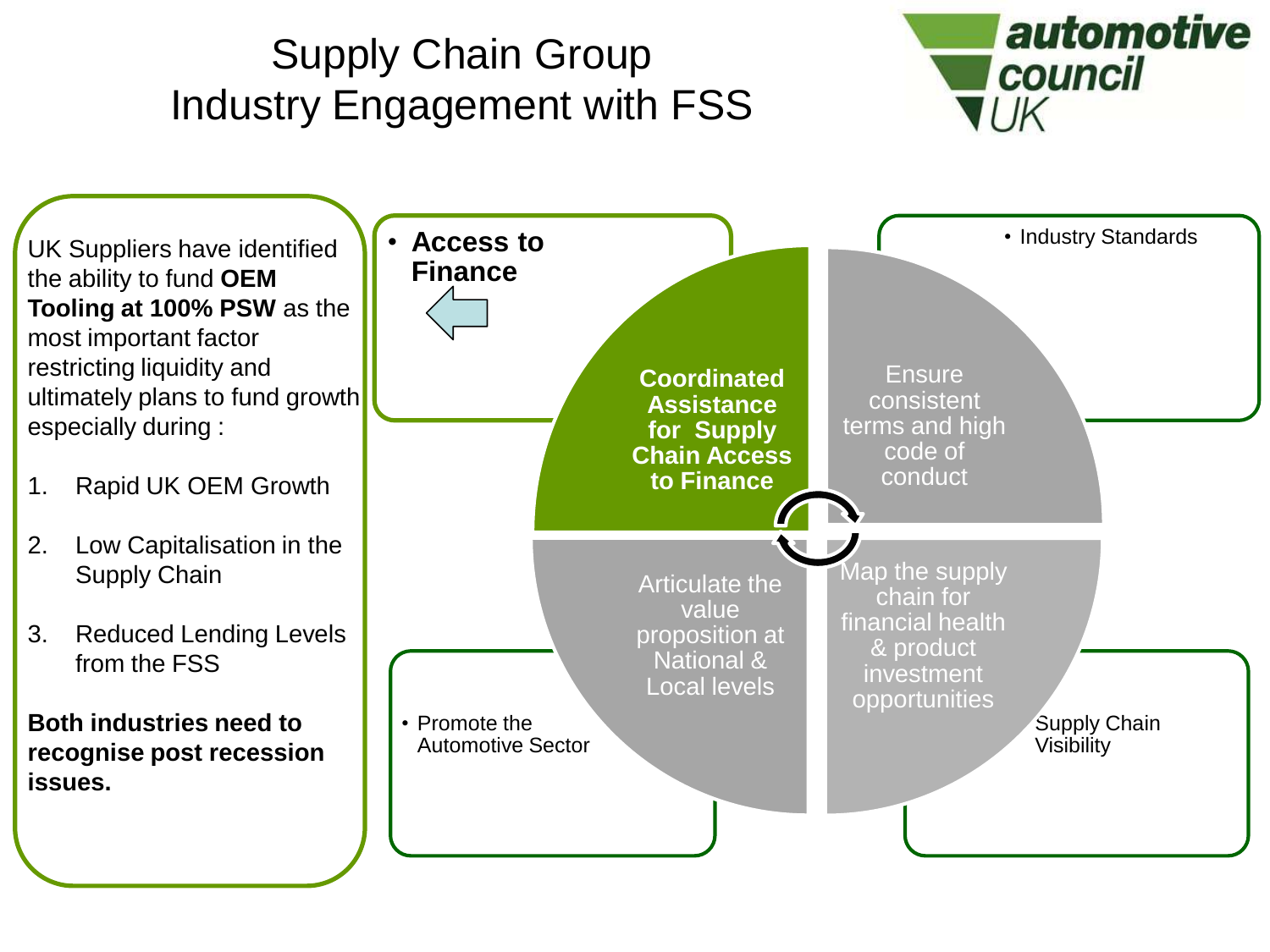# Supply Chain Group
# Industry Engagement with FSS

automotive council UK

UK Suppliers have identified the ability to fund **OEM Tooling at 100% PSW** as the most important factor restricting liquidity and ultimately plans to fund growth especially during :

1. Rapid UK OEM Growth
2. Low Capitalisation in the Supply Chain
3. Reduced Lending Levels from the FSS

**Both industries need to recognise post recession issues.**

- **Access to Finance**

**Coordinated Assistance for Supply Chain Access to Finance**

- Industry Standards

Ensure consistent terms and high code of conduct

- Promote the Automotive Sector

Articulate the value proposition at National & Local levels

Supply Chain Visibility

Map the supply chain for financial health & product investment opportunities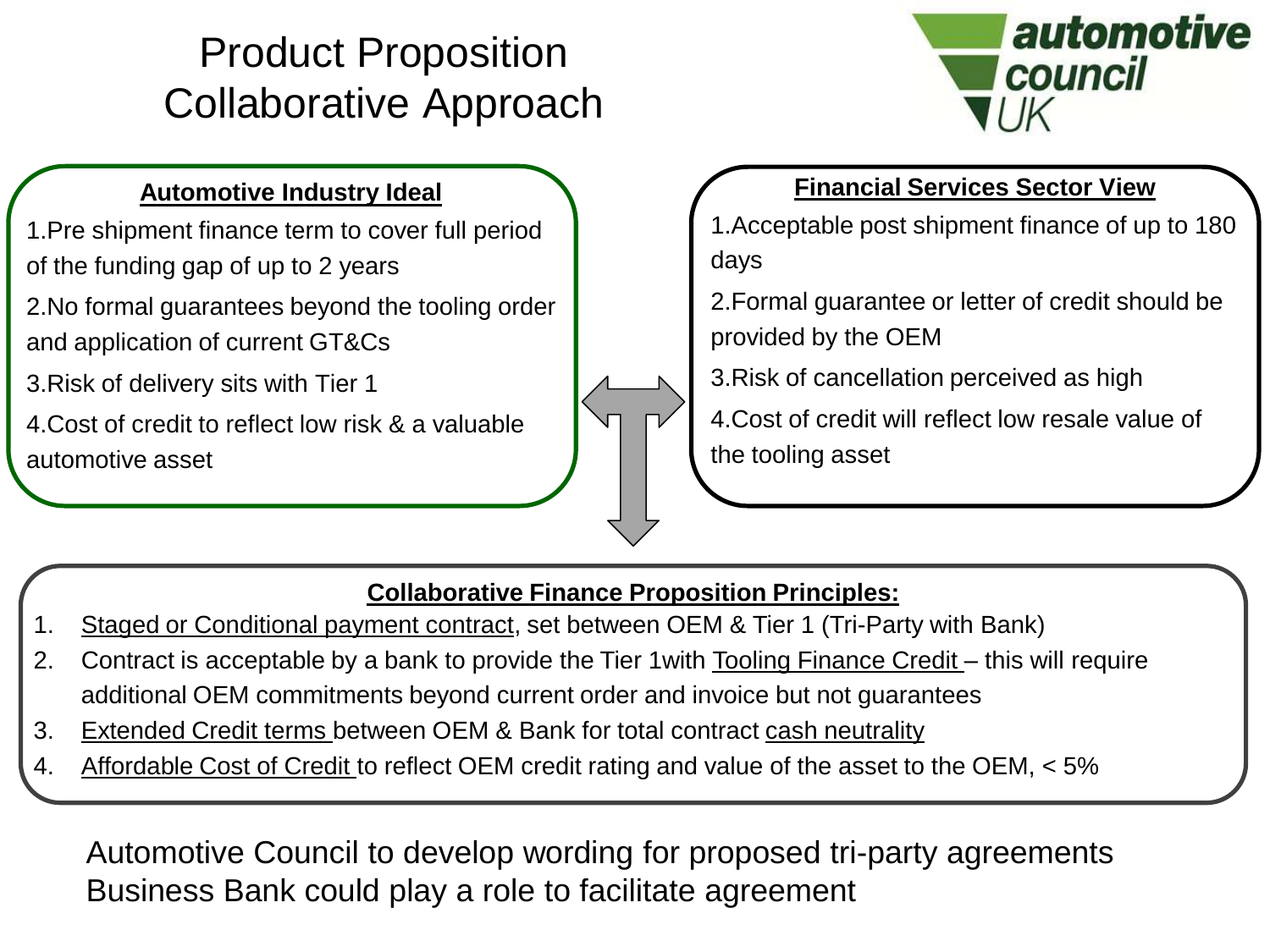# Product Proposition
# Collaborative Approach

automotive council UK

### Automotive Industry Ideal

1. Pre shipment finance term to cover full period of the funding gap of up to 2 years
2. No formal guarantees beyond the tooling order and application of current GT&Cs
3. Risk of delivery sits with Tier 1
4. Cost of credit to reflect low risk & a valuable automotive asset

### Financial Services Sector View

1. Acceptable post shipment finance of up to 180 days
2. Formal guarantee or letter of credit should be provided by the OEM
3. Risk of cancellation perceived as high
4. Cost of credit will reflect low resale value of the tooling asset

### Collaborative Finance Proposition Principles:

1. Staged or Conditional payment contract, set between OEM & Tier 1 (Tri-Party with Bank)
2. Contract is acceptable by a bank to provide the Tier 1with Tooling Finance Credit – this will require additional OEM commitments beyond current order and invoice but not guarantees
3. Extended Credit terms between OEM & Bank for total contract cash neutrality
4. Affordable Cost of Credit to reflect OEM credit rating and value of the asset to the OEM, < 5%

Automotive Council to develop wording for proposed tri-party agreements
Business Bank could play a role to facilitate agreement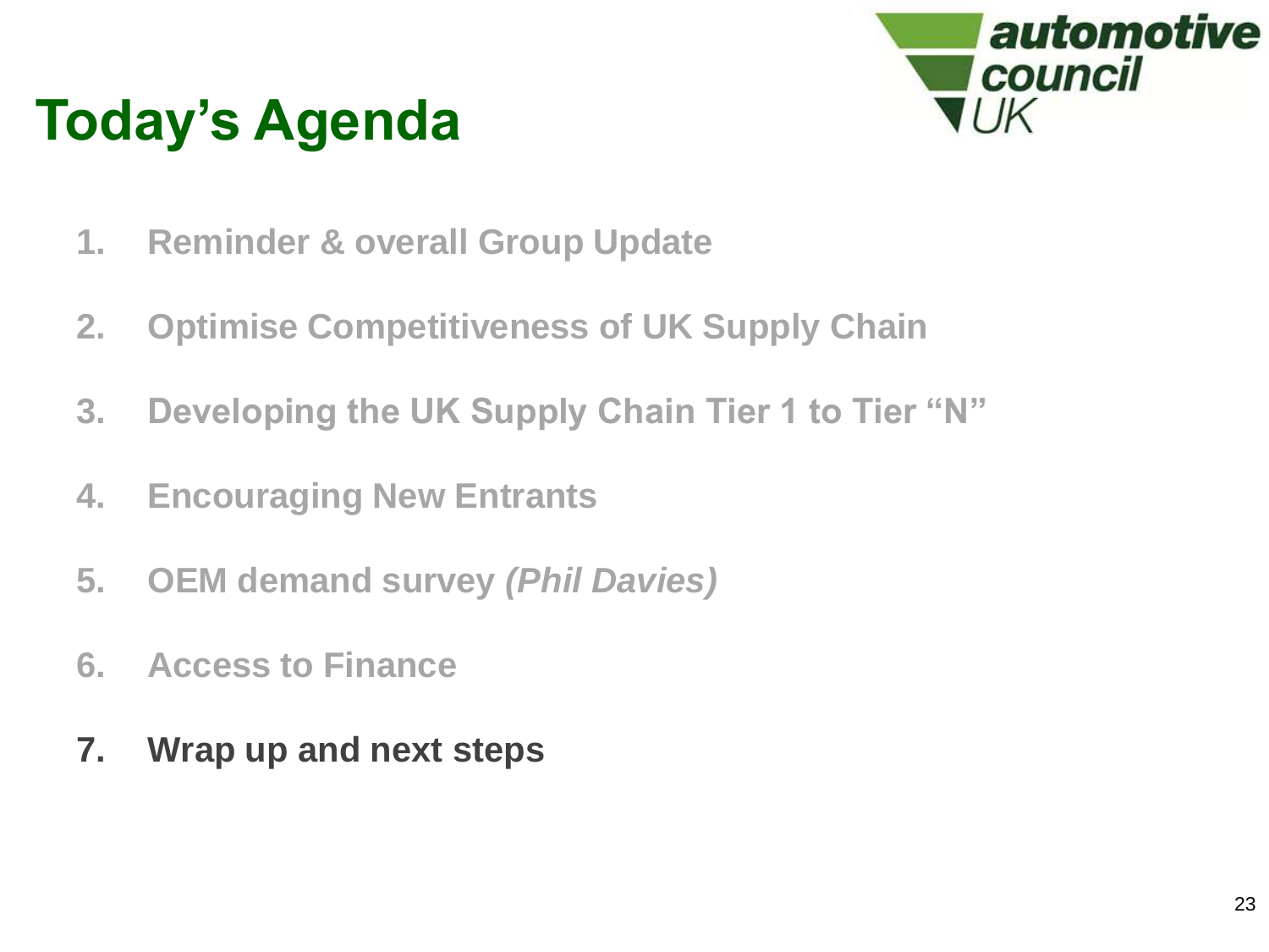# Today's Agenda

automotive council UK

1. Reminder & overall Group Update
2. Optimise Competitiveness of UK Supply Chain
3. Developing the UK Supply Chain Tier 1 to Tier "N"
4. Encouraging New Entrants
5. OEM demand survey *(Phil Davies)*
6. Access to Finance
7. **Wrap up and next steps**